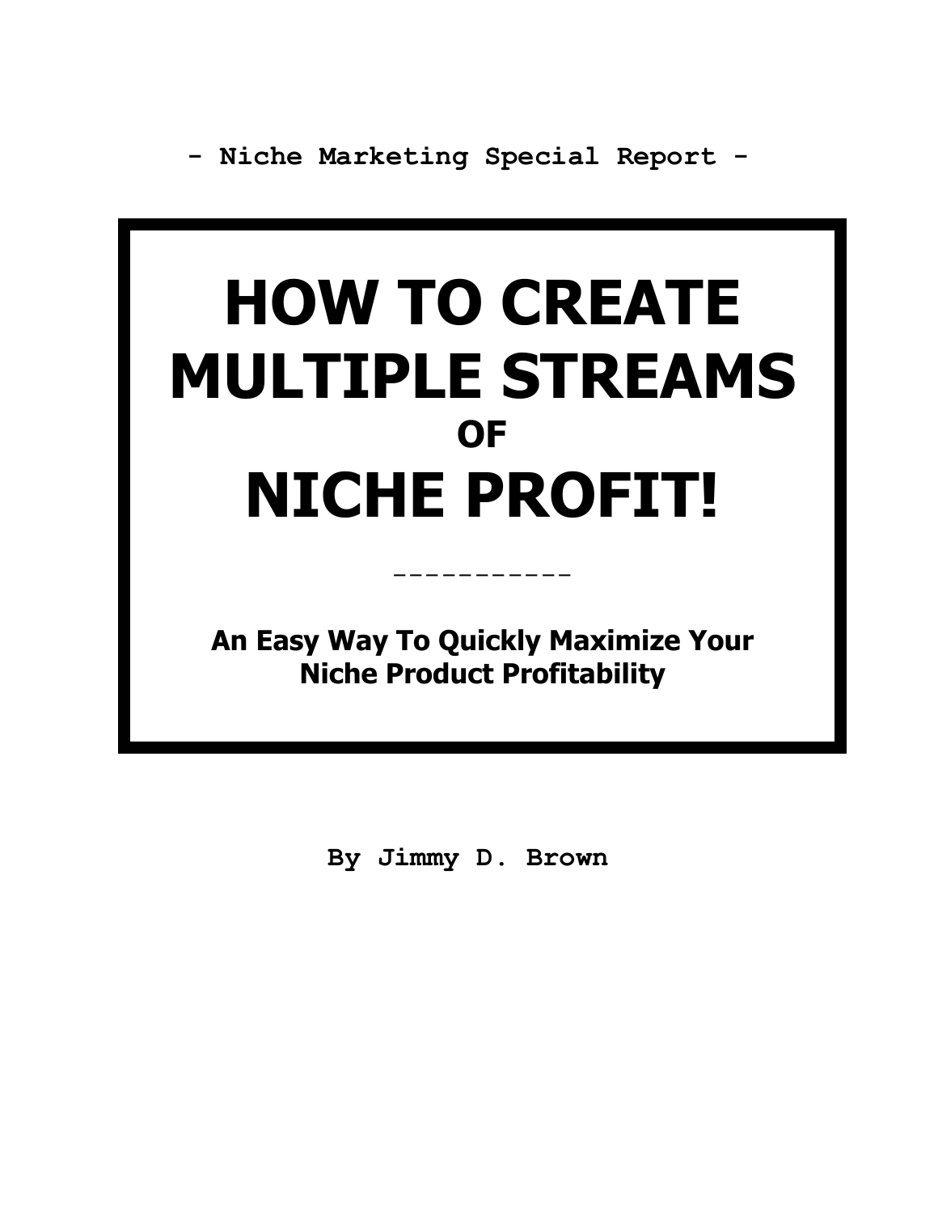- Niche Marketing Special Report -

# HOW TO CREATE MULTIPLE STREAMS OF NICHE PROFIT!

-----------

**An Easy Way To Quickly Maximize Your Niche Product Profitability**

**By Jimmy D. Brown**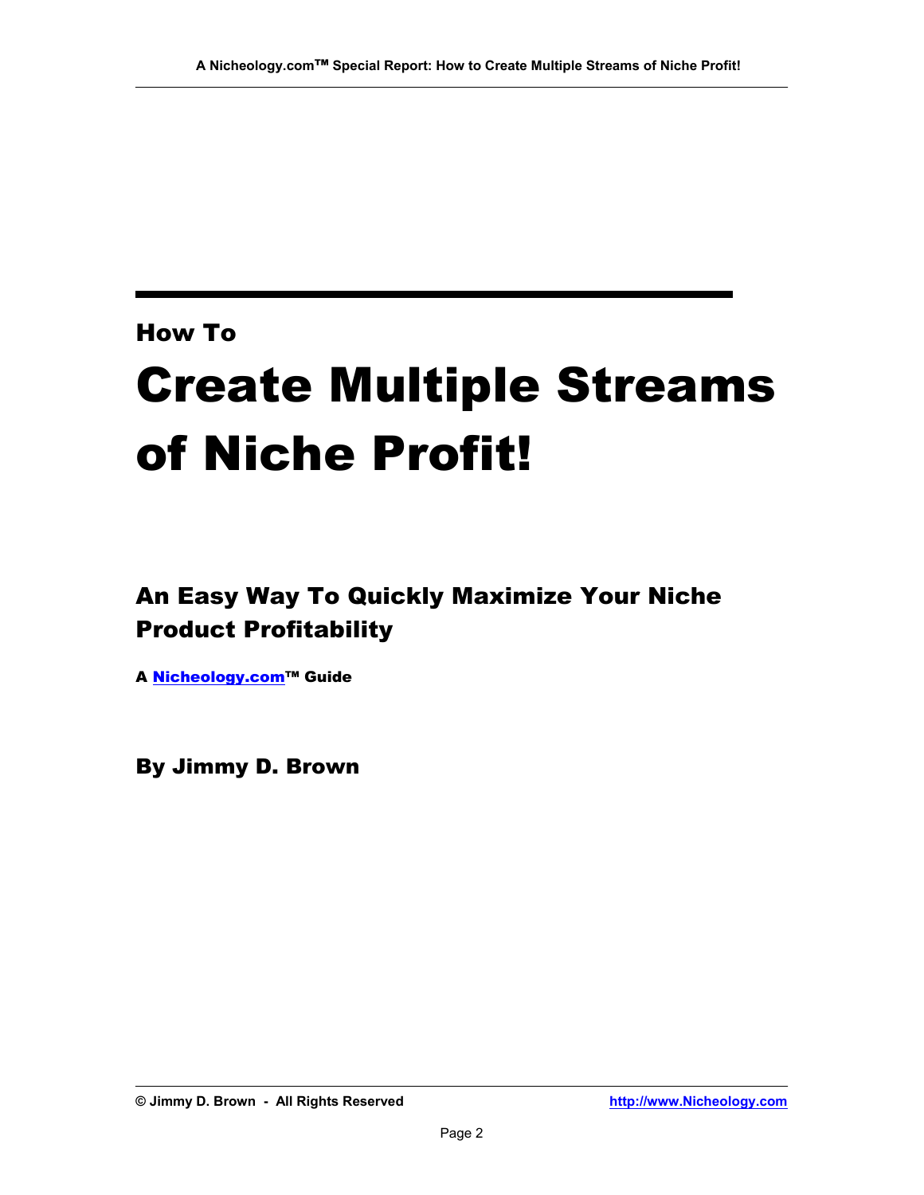How To

# Create Multiple Streams of Niche Profit!

## An Easy Way To Quickly Maximize Your Niche Product Profitability

**A Nicheology.com™ Guide**

## By Jimmy D. Brown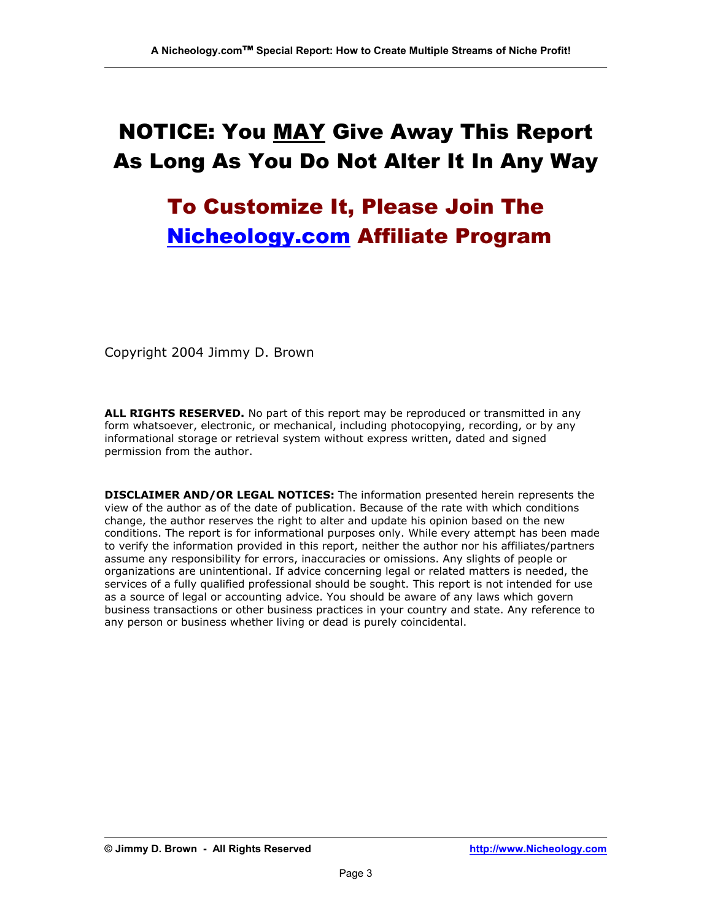# NOTICE: You MAY Give Away This Report As Long As You Do Not Alter It In Any Way

## To Customize It, Please Join The Nicheology.com Affiliate Program

Copyright 2004 Jimmy D. Brown

**ALL RIGHTS RESERVED.** No part of this report may be reproduced or transmitted in any form whatsoever, electronic, or mechanical, including photocopying, recording, or by any informational storage or retrieval system without express written, dated and signed permission from the author.

**DISCLAIMER AND/OR LEGAL NOTICES:** The information presented herein represents the view of the author as of the date of publication. Because of the rate with which conditions change, the author reserves the right to alter and update his opinion based on the new conditions. The report is for informational purposes only. While every attempt has been made to verify the information provided in this report, neither the author nor his affiliates/partners assume any responsibility for errors, inaccuracies or omissions. Any slights of people or organizations are unintentional. If advice concerning legal or related matters is needed, the services of a fully qualified professional should be sought. This report is not intended for use as a source of legal or accounting advice. You should be aware of any laws which govern business transactions or other business practices in your country and state. Any reference to any person or business whether living or dead is purely coincidental.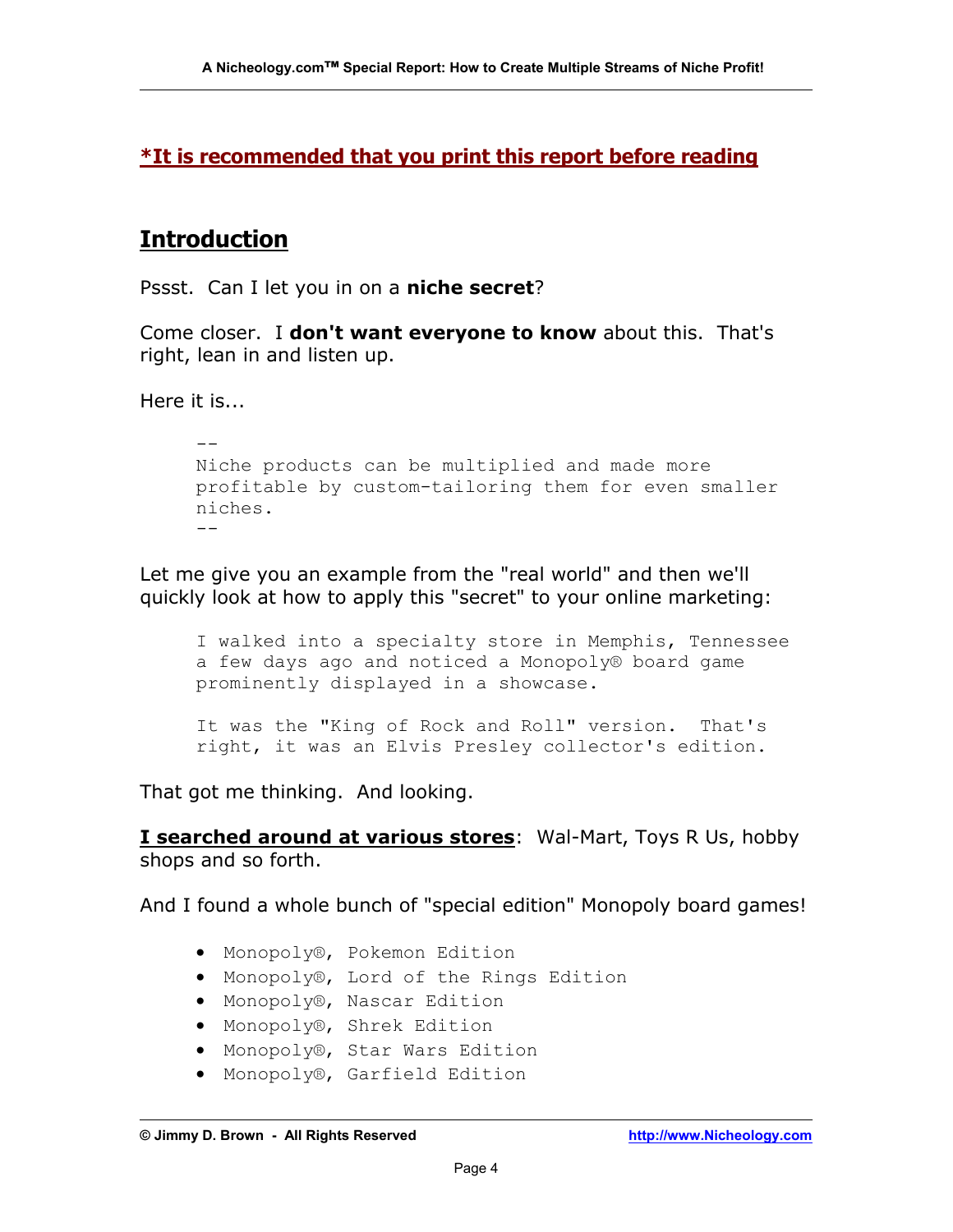**\*It is recommended that you print this report before reading**

## Introduction

Pssst. Can I let you in on a **niche secret**?

Come closer. I **don't want everyone to know** about this. That's right, lean in and listen up.

Here it is...

```
--
Niche products can be multiplied and made more
profitable by custom-tailoring them for even smaller
niches.
--
```

Let me give you an example from the "real world" and then we'll quickly look at how to apply this "secret" to your online marketing:

```
I walked into a specialty store in Memphis, Tennessee
a few days ago and noticed a Monopoly® board game
prominently displayed in a showcase.

It was the "King of Rock and Roll" version. That's
right, it was an Elvis Presley collector's edition.
```

That got me thinking. And looking.

**I searched around at various stores**: Wal-Mart, Toys R Us, hobby shops and so forth.

And I found a whole bunch of "special edition" Monopoly board games!

- Monopoly®, Pokemon Edition
- Monopoly®, Lord of the Rings Edition
- Monopoly®, Nascar Edition
- Monopoly®, Shrek Edition
- Monopoly®, Star Wars Edition
- Monopoly®, Garfield Edition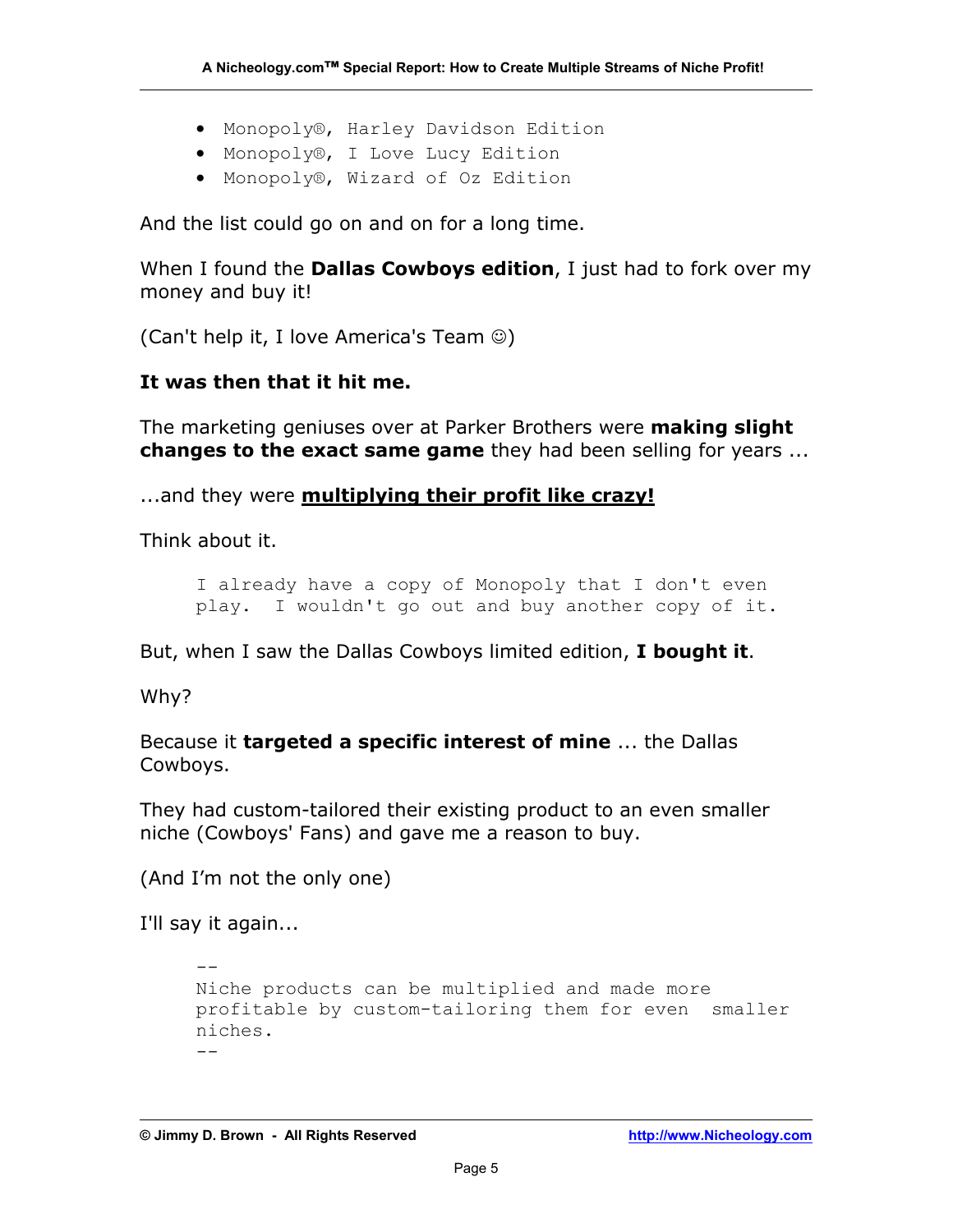- Monopoly®, Harley Davidson Edition
- Monopoly®, I Love Lucy Edition
- Monopoly®, Wizard of Oz Edition

And the list could go on and on for a long time.

When I found the **Dallas Cowboys edition**, I just had to fork over my money and buy it!

(Can't help it, I love America's Team ☺)

**It was then that it hit me.**

The marketing geniuses over at Parker Brothers were **making slight changes to the exact same game** they had been selling for years ...

...and they were **multiplying their profit like crazy!**

Think about it.

> I already have a copy of Monopoly that I don't even play. I wouldn't go out and buy another copy of it.

But, when I saw the Dallas Cowboys limited edition, **I bought it**.

Why?

Because it **targeted a specific interest of mine** ... the Dallas Cowboys.

They had custom-tailored their existing product to an even smaller niche (Cowboys' Fans) and gave me a reason to buy.

(And I'm not the only one)

I'll say it again...

> --
> Niche products can be multiplied and made more profitable by custom-tailoring them for even smaller niches.
> --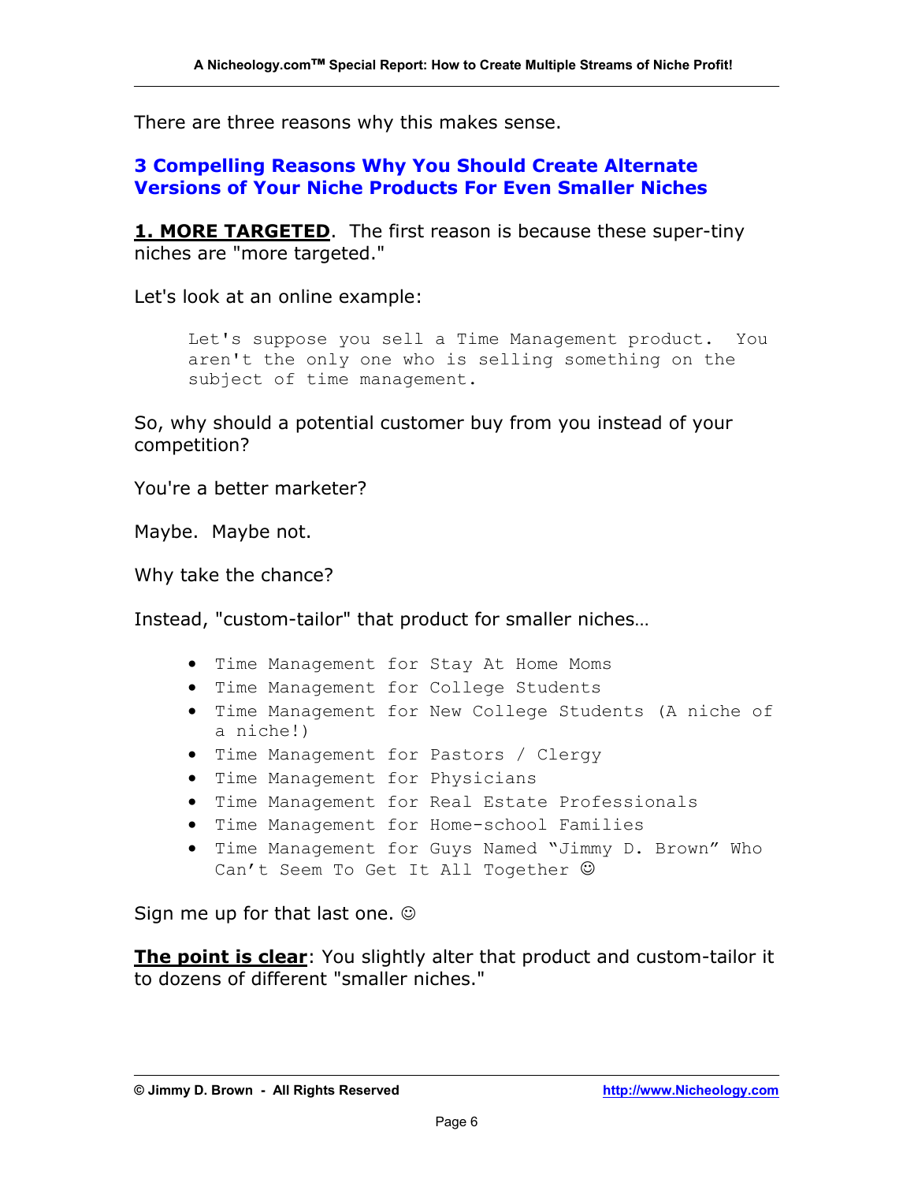There are three reasons why this makes sense.

## 3 Compelling Reasons Why You Should Create Alternate Versions of Your Niche Products For Even Smaller Niches

**1. MORE TARGETED**. The first reason is because these super-tiny niches are "more targeted."

Let's look at an online example:

> Let's suppose you sell a Time Management product. You aren't the only one who is selling something on the subject of time management.

So, why should a potential customer buy from you instead of your competition?

You're a better marketer?

Maybe. Maybe not.

Why take the chance?

Instead, "custom-tailor" that product for smaller niches…

- Time Management for Stay At Home Moms
- Time Management for College Students
- Time Management for New College Students (A niche of a niche!)
- Time Management for Pastors / Clergy
- Time Management for Physicians
- Time Management for Real Estate Professionals
- Time Management for Home-school Families
- Time Management for Guys Named "Jimmy D. Brown" Who Can't Seem To Get It All Together ☺

Sign me up for that last one. ☺

**The point is clear**: You slightly alter that product and custom-tailor it to dozens of different "smaller niches."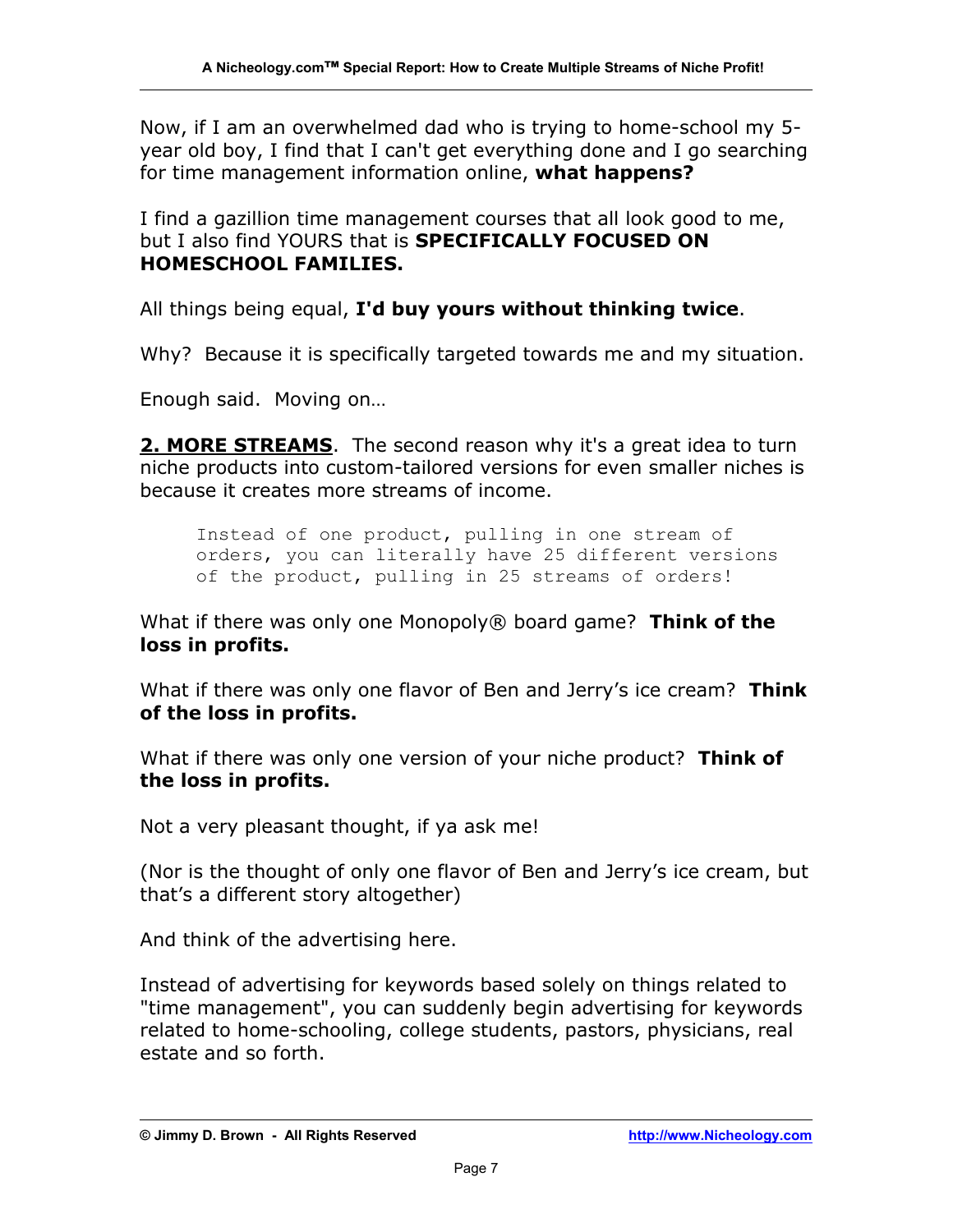Now, if I am an overwhelmed dad who is trying to home-school my 5-year old boy, I find that I can't get everything done and I go searching for time management information online, **what happens?**

I find a gazillion time management courses that all look good to me, but I also find YOURS that is **SPECIFICALLY FOCUSED ON HOMESCHOOL FAMILIES.**

All things being equal, **I'd buy yours without thinking twice**.

Why? Because it is specifically targeted towards me and my situation.

Enough said. Moving on…

**2. MORE STREAMS**. The second reason why it's a great idea to turn niche products into custom-tailored versions for even smaller niches is because it creates more streams of income.

```
Instead of one product, pulling in one stream of
orders, you can literally have 25 different versions
of the product, pulling in 25 streams of orders!
```

What if there was only one Monopoly® board game? **Think of the loss in profits.**

What if there was only one flavor of Ben and Jerry's ice cream? **Think of the loss in profits.**

What if there was only one version of your niche product? **Think of the loss in profits.**

Not a very pleasant thought, if ya ask me!

(Nor is the thought of only one flavor of Ben and Jerry's ice cream, but that's a different story altogether)

And think of the advertising here.

Instead of advertising for keywords based solely on things related to "time management", you can suddenly begin advertising for keywords related to home-schooling, college students, pastors, physicians, real estate and so forth.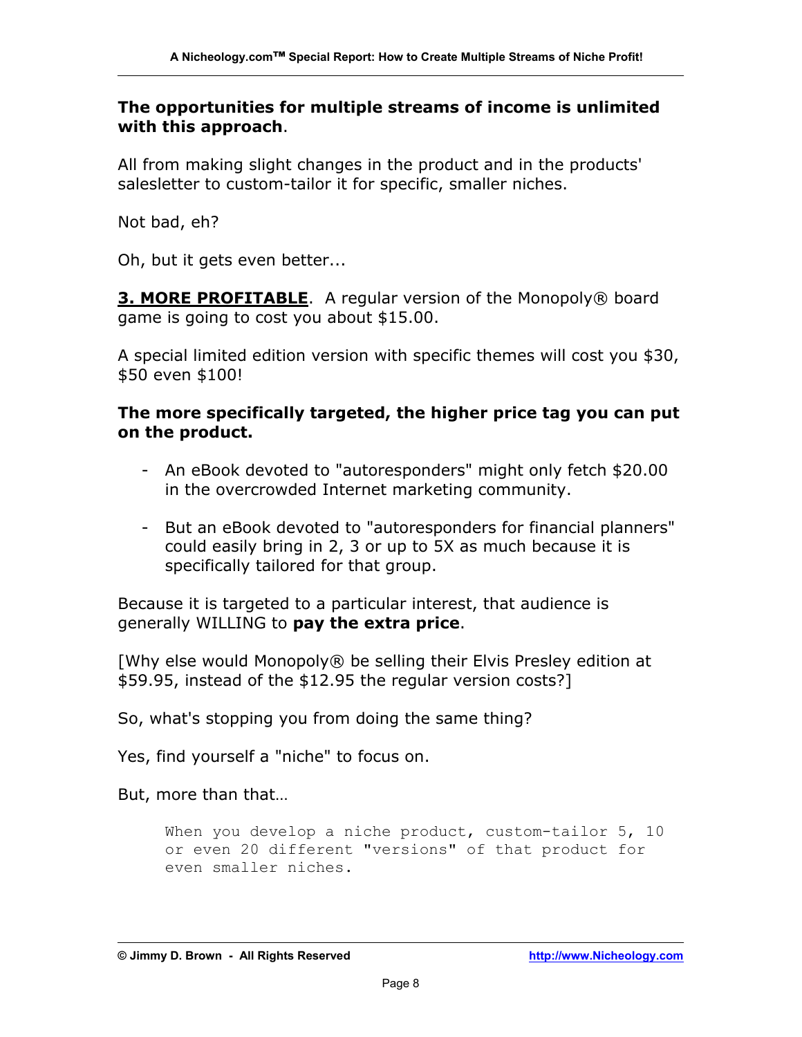**The opportunities for multiple streams of income is unlimited with this approach**.

All from making slight changes in the product and in the products' salesletter to custom-tailor it for specific, smaller niches.

Not bad, eh?

Oh, but it gets even better...

**3. MORE PROFITABLE**. A regular version of the Monopoly® board game is going to cost you about $15.00.

A special limited edition version with specific themes will cost you $30, $50 even $100!

**The more specifically targeted, the higher price tag you can put on the product.**

- An eBook devoted to "autoresponders" might only fetch $20.00 in the overcrowded Internet marketing community.

- But an eBook devoted to "autoresponders for financial planners" could easily bring in 2, 3 or up to 5X as much because it is specifically tailored for that group.

Because it is targeted to a particular interest, that audience is generally WILLING to **pay the extra price**.

[Why else would Monopoly® be selling their Elvis Presley edition at $59.95, instead of the $12.95 the regular version costs?]

So, what's stopping you from doing the same thing?

Yes, find yourself a "niche" to focus on.

But, more than that…

```
When you develop a niche product, custom-tailor 5, 10
or even 20 different "versions" of that product for
even smaller niches.
```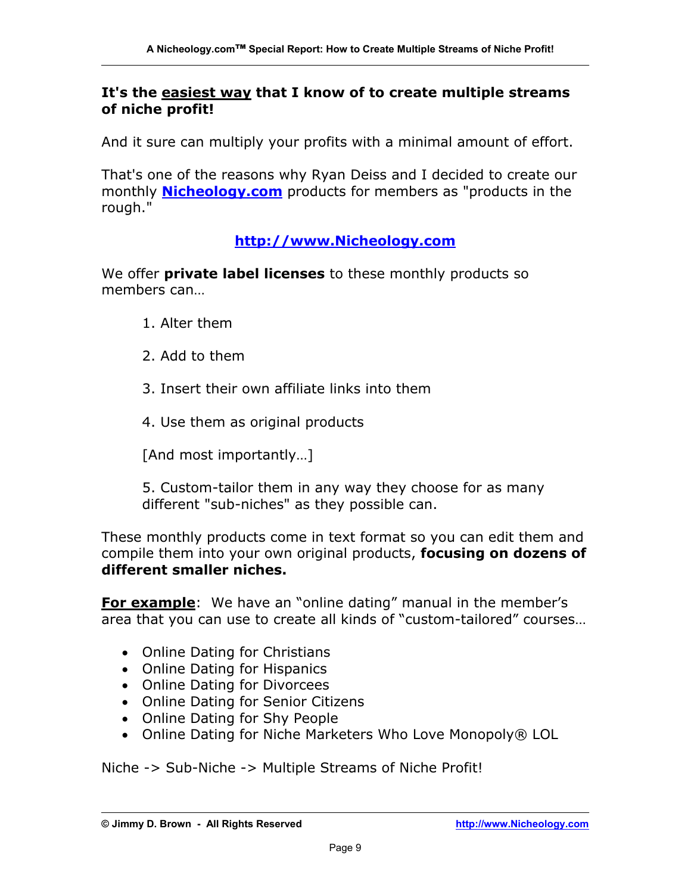**It's the <u>easiest way</u> that I know of to create multiple streams of niche profit!**

And it sure can multiply your profits with a minimal amount of effort.

That's one of the reasons why Ryan Deiss and I decided to create our monthly **[Nicheology.com](http://www.Nicheology.com)** products for members as "products in the rough."

**[http://www.Nicheology.com](http://www.Nicheology.com)**

We offer **private label licenses** to these monthly products so members can…

1. Alter them

2. Add to them

3. Insert their own affiliate links into them

4. Use them as original products

[And most importantly…]

5. Custom-tailor them in any way they choose for as many different "sub-niches" as they possible can.

These monthly products come in text format so you can edit them and compile them into your own original products, **focusing on dozens of different smaller niches.**

**<u>For example</u>**: We have an "online dating" manual in the member's area that you can use to create all kinds of "custom-tailored" courses…

- Online Dating for Christians
- Online Dating for Hispanics
- Online Dating for Divorcees
- Online Dating for Senior Citizens
- Online Dating for Shy People
- Online Dating for Niche Marketers Who Love Monopoly® LOL

Niche -> Sub-Niche -> Multiple Streams of Niche Profit!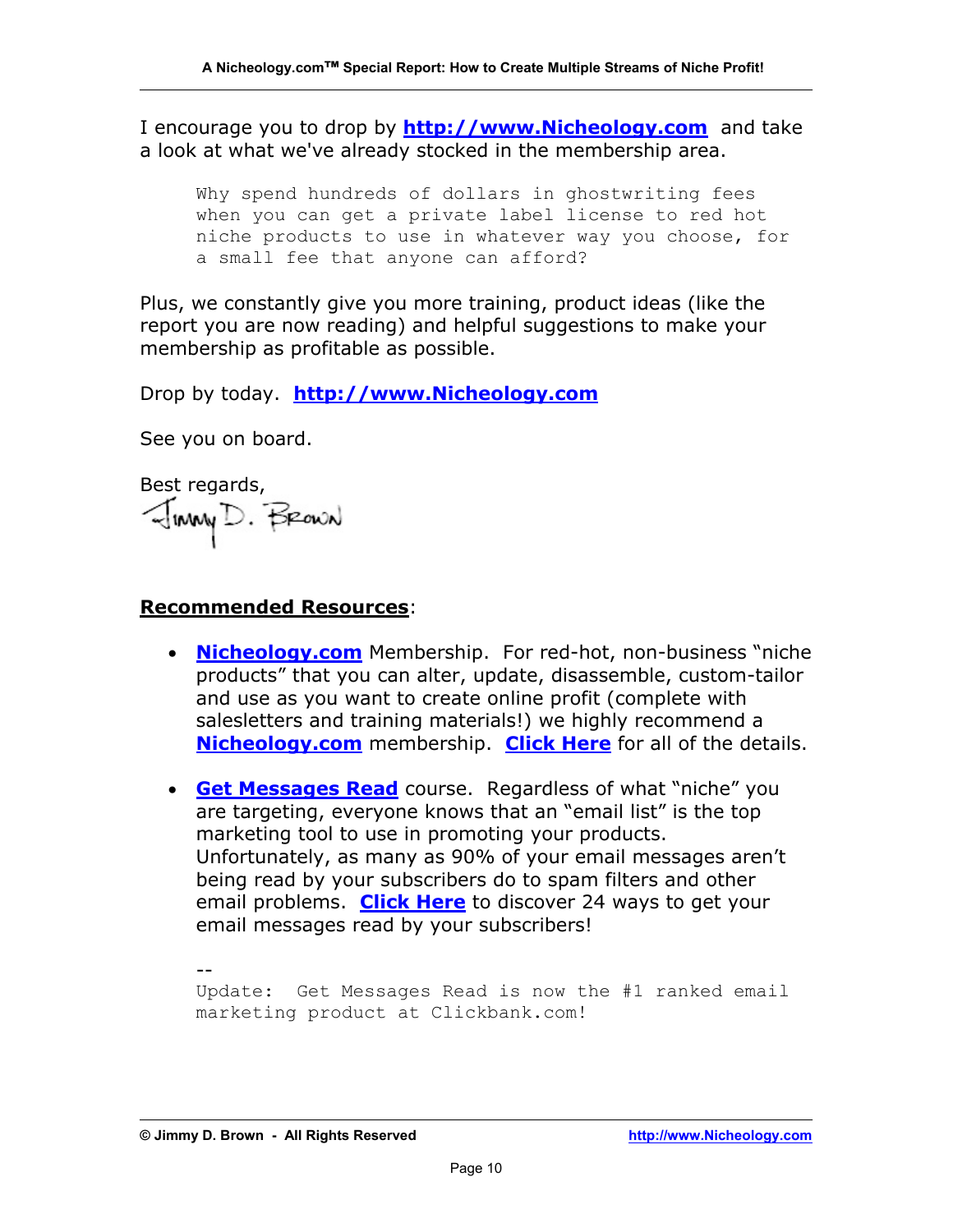I encourage you to drop by **http://www.Nicheology.com** and take a look at what we've already stocked in the membership area.

```
Why spend hundreds of dollars in ghostwriting fees
when you can get a private label license to red hot
niche products to use in whatever way you choose, for
a small fee that anyone can afford?
```

Plus, we constantly give you more training, product ideas (like the report you are now reading) and helpful suggestions to make your membership as profitable as possible.

Drop by today. **http://www.Nicheology.com**

See you on board.

Best regards,

Jimmy D. Brown

**Recommended Resources**:

- **Nicheology.com** Membership. For red-hot, non-business "niche products" that you can alter, update, disassemble, custom-tailor and use as you want to create online profit (complete with salesletters and training materials!) we highly recommend a **Nicheology.com** membership. **Click Here** for all of the details.

- **Get Messages Read** course. Regardless of what "niche" you are targeting, everyone knows that an "email list" is the top marketing tool to use in promoting your products. Unfortunately, as many as 90% of your email messages aren't being read by your subscribers do to spam filters and other email problems. **Click Here** to discover 24 ways to get your email messages read by your subscribers!

```
--
Update:  Get Messages Read is now the #1 ranked email
marketing product at Clickbank.com!
```